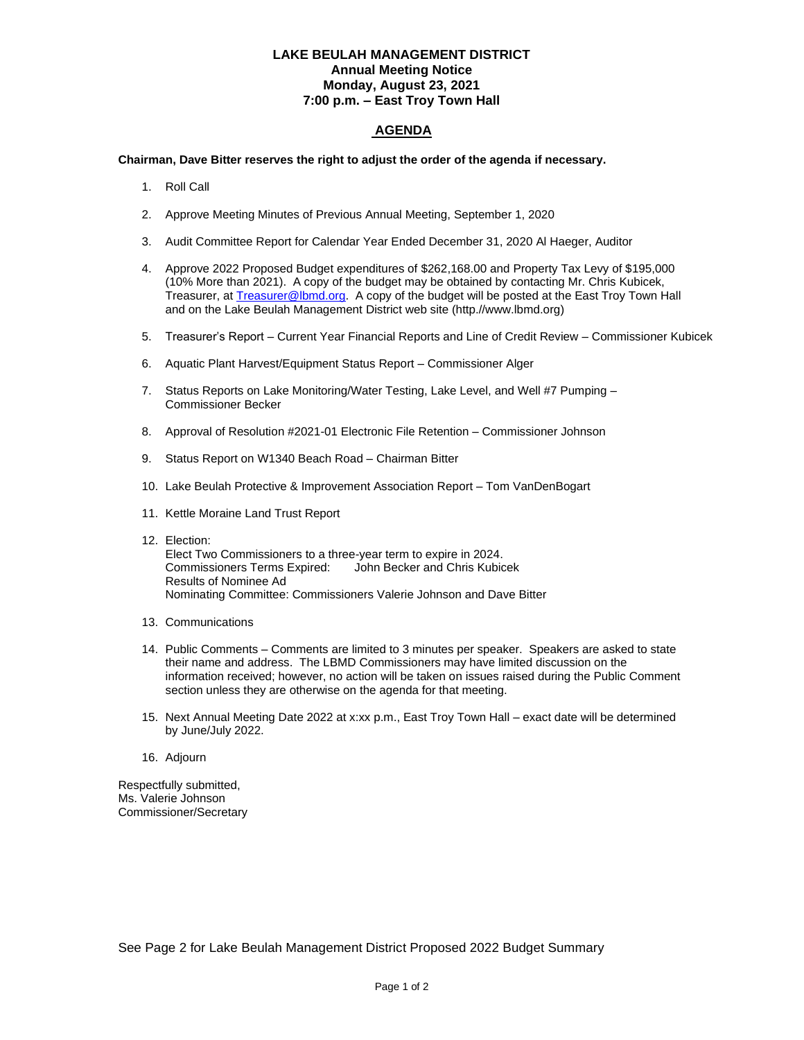**LAKE BEULAH MANAGEMENT DISTRICT**
**Annual Meeting Notice**
**Monday, August 23, 2021**
**7:00 p.m. – East Troy Town Hall**

## AGENDA

**Chairman, Dave Bitter reserves the right to adjust the order of the agenda if necessary.**

1. Roll Call
2. Approve Meeting Minutes of Previous Annual Meeting, September 1, 2020
3. Audit Committee Report for Calendar Year Ended December 31, 2020 Al Haeger, Auditor
4. Approve 2022 Proposed Budget expenditures of $262,168.00 and Property Tax Levy of $195,000 (10% More than 2021). A copy of the budget may be obtained by contacting Mr. Chris Kubicek, Treasurer, at Treasurer@lbmd.org. A copy of the budget will be posted at the East Troy Town Hall and on the Lake Beulah Management District web site (http.//www.lbmd.org)
5. Treasurer's Report – Current Year Financial Reports and Line of Credit Review – Commissioner Kubicek
6. Aquatic Plant Harvest/Equipment Status Report – Commissioner Alger
7. Status Reports on Lake Monitoring/Water Testing, Lake Level, and Well #7 Pumping – Commissioner Becker
8. Approval of Resolution #2021-01 Electronic File Retention – Commissioner Johnson
9. Status Report on W1340 Beach Road – Chairman Bitter
10. Lake Beulah Protective & Improvement Association Report – Tom VanDenBogart
11. Kettle Moraine Land Trust Report
12. Election:
    Elect Two Commissioners to a three-year term to expire in 2024.
    Commissioners Terms Expired: John Becker and Chris Kubicek
    Results of Nominee Ad
    Nominating Committee: Commissioners Valerie Johnson and Dave Bitter
13. Communications
14. Public Comments – Comments are limited to 3 minutes per speaker. Speakers are asked to state their name and address. The LBMD Commissioners may have limited discussion on the information received; however, no action will be taken on issues raised during the Public Comment section unless they are otherwise on the agenda for that meeting.
15. Next Annual Meeting Date 2022 at x:xx p.m., East Troy Town Hall – exact date will be determined by June/July 2022.
16. Adjourn

Respectfully submitted,
Ms. Valerie Johnson
Commissioner/Secretary

See Page 2 for Lake Beulah Management District Proposed 2022 Budget Summary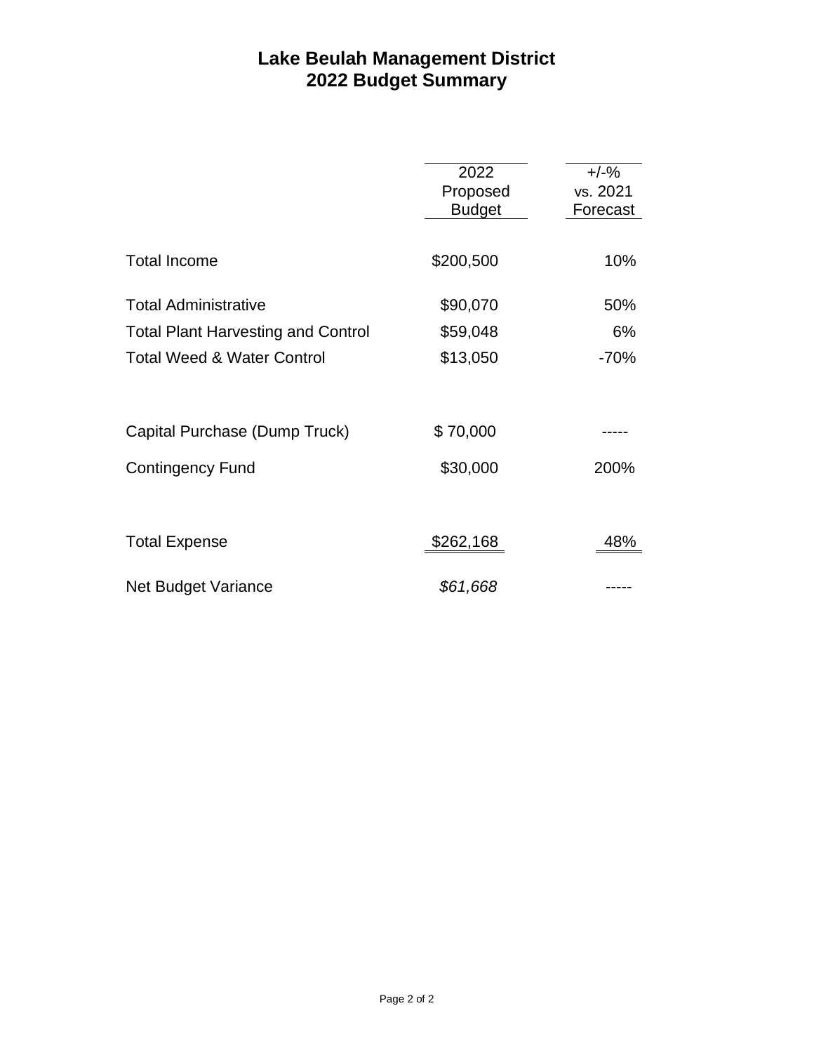# Lake Beulah Management District
# 2022 Budget Summary

| | 2022 Proposed Budget | +/-% vs. 2021 Forecast |
|---|---|---|
| Total Income | $200,500 | 10% |
| Total Administrative | $90,070 | 50% |
| Total Plant Harvesting and Control | $59,048 | 6% |
| Total Weed & Water Control | $13,050 | -70% |
| Capital Purchase (Dump Truck) | $ 70,000 | ----- |
| Contingency Fund | $30,000 | 200% |
| Total Expense | $262,168 | 48% |
| Net Budget Variance | *$61,668* | ----- |